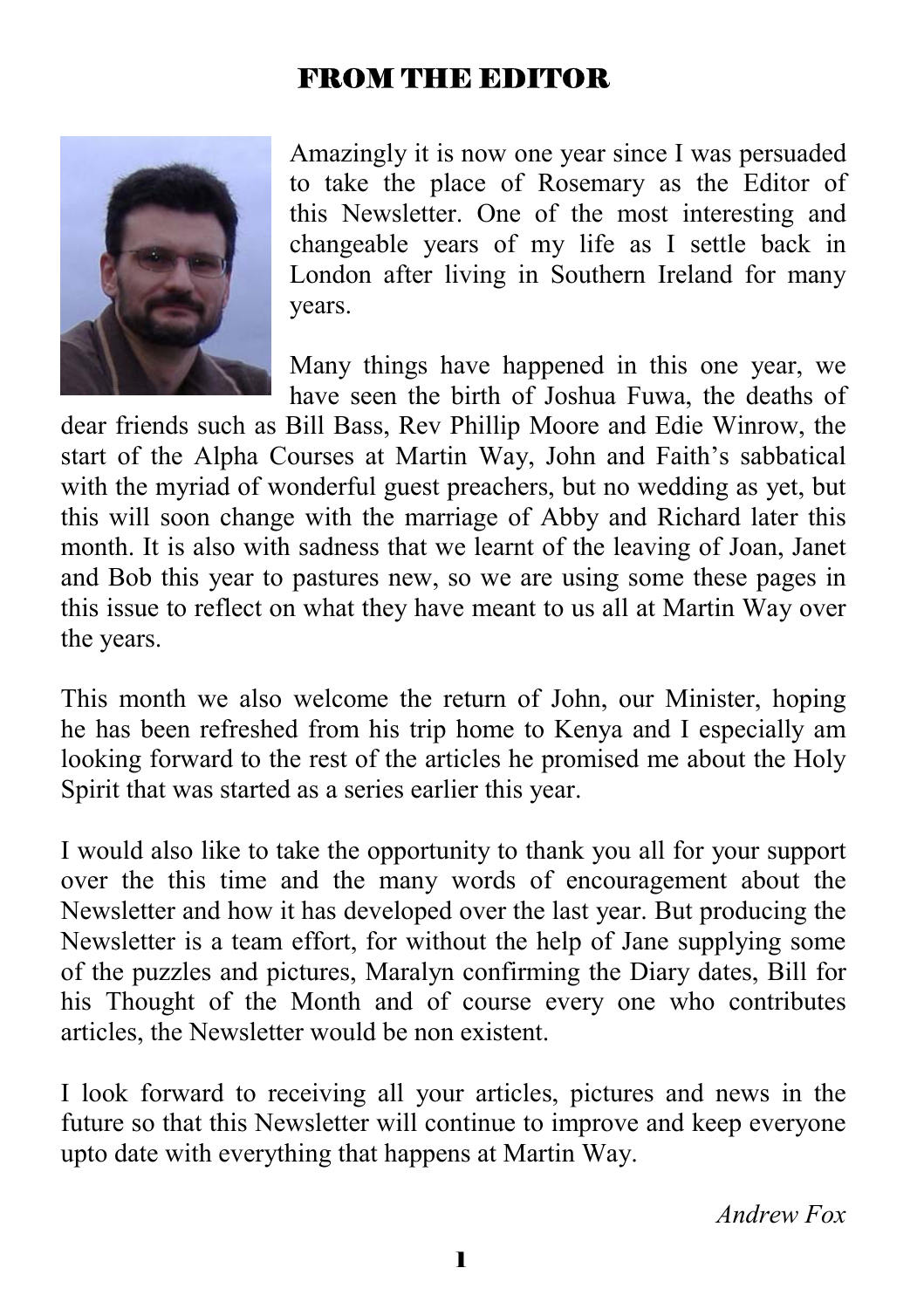# FROM THE EDITOR

Amazingly it is now one year since I was persuaded to take the place of Rosemary as the Editor of this Newsletter. One of the most interesting and changeable years of my life as I settle back in London after living in Southern Ireland for many years.

Many things have happened in this one year, we have seen the birth of Joshua Fuwa, the deaths of dear friends such as Bill Bass, Rev Phillip Moore and Edie Winrow, the start of the Alpha Courses at Martin Way, John and Faith's sabbatical with the myriad of wonderful guest preachers, but no wedding as yet, but this will soon change with the marriage of Abby and Richard later this month. It is also with sadness that we learnt of the leaving of Joan, Janet and Bob this year to pastures new, so we are using some these pages in this issue to reflect on what they have meant to us all at Martin Way over the years.

This month we also welcome the return of John, our Minister, hoping he has been refreshed from his trip home to Kenya and I especially am looking forward to the rest of the articles he promised me about the Holy Spirit that was started as a series earlier this year.

I would also like to take the opportunity to thank you all for your support over the this time and the many words of encouragement about the Newsletter and how it has developed over the last year. But producing the Newsletter is a team effort, for without the help of Jane supplying some of the puzzles and pictures, Maralyn confirming the Diary dates, Bill for his Thought of the Month and of course every one who contributes articles, the Newsletter would be non existent.

I look forward to receiving all your articles, pictures and news in the future so that this Newsletter will continue to improve and keep everyone upto date with everything that happens at Martin Way.

*Andrew Fox*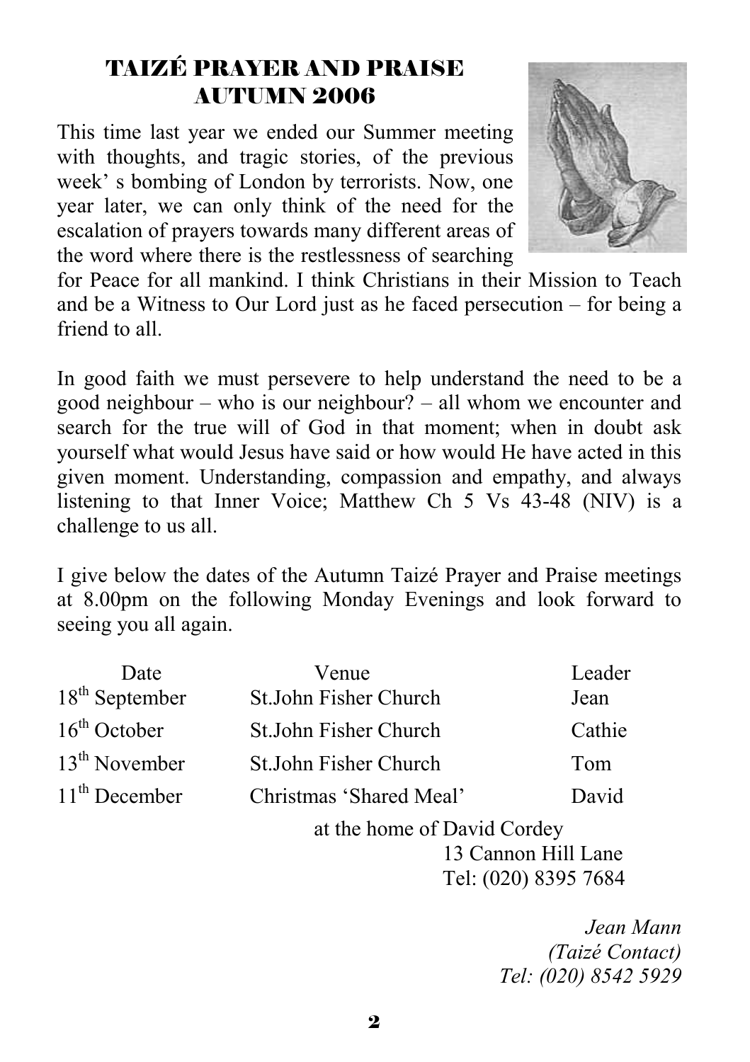# TAIZÉ PRAYER AND PRAISE AUTUMN 2006

This time last year we ended our Summer meeting with thoughts, and tragic stories, of the previous week' s bombing of London by terrorists. Now, one year later, we can only think of the need for the escalation of prayers towards many different areas of the word where there is the restlessness of searching for Peace for all mankind. I think Christians in their Mission to Teach and be a Witness to Our Lord just as he faced persecution – for being a friend to all.

In good faith we must persevere to help understand the need to be a good neighbour – who is our neighbour? – all whom we encounter and search for the true will of God in that moment; when in doubt ask yourself what would Jesus have said or how would He have acted in this given moment. Understanding, compassion and empathy, and always listening to that Inner Voice; Matthew Ch 5 Vs 43-48 (NIV) is a challenge to us all.

I give below the dates of the Autumn Taizé Prayer and Praise meetings at 8.00pm on the following Monday Evenings and look forward to seeing you all again.

| Date | Venue | Leader |
|---|---|---|
| 18th September | St.John Fisher Church | Jean |
| 16th October | St.John Fisher Church | Cathie |
| 13th November | St.John Fisher Church | Tom |
| 11th December | Christmas 'Shared Meal' | David |

at the home of David Cordey
13 Cannon Hill Lane
Tel: (020) 8395 7684

*Jean Mann*
*(Taizé Contact)*
*Tel: (020) 8542 5929*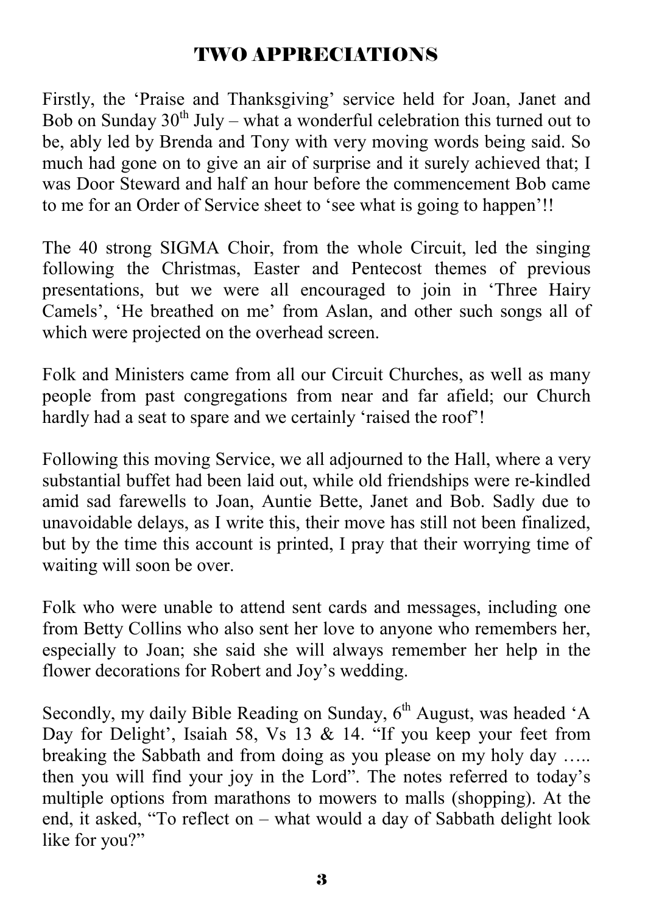# TWO APPRECIATIONS

Firstly, the 'Praise and Thanksgiving' service held for Joan, Janet and Bob on Sunday 30th July – what a wonderful celebration this turned out to be, ably led by Brenda and Tony with very moving words being said. So much had gone on to give an air of surprise and it surely achieved that; I was Door Steward and half an hour before the commencement Bob came to me for an Order of Service sheet to 'see what is going to happen'!!

The 40 strong SIGMA Choir, from the whole Circuit, led the singing following the Christmas, Easter and Pentecost themes of previous presentations, but we were all encouraged to join in 'Three Hairy Camels', 'He breathed on me' from Aslan, and other such songs all of which were projected on the overhead screen.

Folk and Ministers came from all our Circuit Churches, as well as many people from past congregations from near and far afield; our Church hardly had a seat to spare and we certainly 'raised the roof'!

Following this moving Service, we all adjourned to the Hall, where a very substantial buffet had been laid out, while old friendships were re-kindled amid sad farewells to Joan, Auntie Bette, Janet and Bob. Sadly due to unavoidable delays, as I write this, their move has still not been finalized, but by the time this account is printed, I pray that their worrying time of waiting will soon be over.

Folk who were unable to attend sent cards and messages, including one from Betty Collins who also sent her love to anyone who remembers her, especially to Joan; she said she will always remember her help in the flower decorations for Robert and Joy's wedding.

Secondly, my daily Bible Reading on Sunday, 6th August, was headed 'A Day for Delight', Isaiah 58, Vs 13 & 14. "If you keep your feet from breaking the Sabbath and from doing as you please on my holy day ….. then you will find your joy in the Lord". The notes referred to today's multiple options from marathons to mowers to malls (shopping). At the end, it asked, "To reflect on – what would a day of Sabbath delight look like for you?"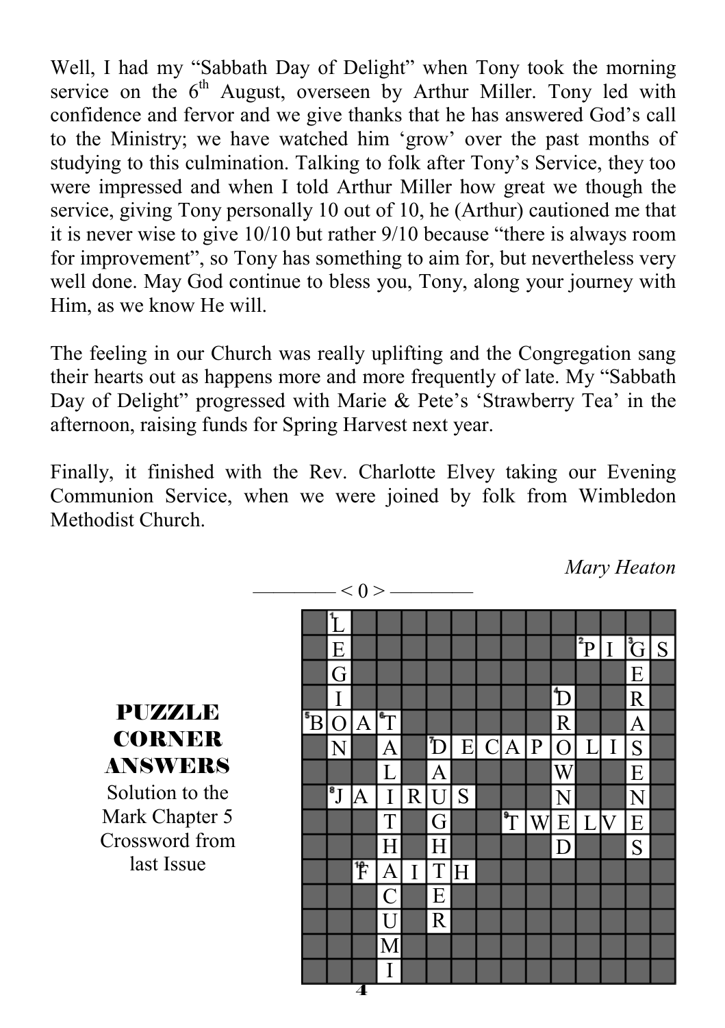Well, I had my "Sabbath Day of Delight" when Tony took the morning service on the 6th August, overseen by Arthur Miller. Tony led with confidence and fervor and we give thanks that he has answered God's call to the Ministry; we have watched him 'grow' over the past months of studying to this culmination. Talking to folk after Tony's Service, they too were impressed and when I told Arthur Miller how great we though the service, giving Tony personally 10 out of 10, he (Arthur) cautioned me that it is never wise to give 10/10 but rather 9/10 because "there is always room for improvement", so Tony has something to aim for, but nevertheless very well done. May God continue to bless you, Tony, along your journey with Him, as we know He will.

The feeling in our Church was really uplifting and the Congregation sang their hearts out as happens more and more frequently of late. My "Sabbath Day of Delight" progressed with Marie & Pete's 'Strawberry Tea' in the afternoon, raising funds for Spring Harvest next year.

Finally, it finished with the Rev. Charlotte Elvey taking our Evening Communion Service, when we were joined by folk from Wimbledon Methodist Church.

*Mary Heaton*

———— < 0 > ————

## PUZZLE CORNER ANSWERS

Solution to the Mark Chapter 5 Crossword from last Issue

| | | | | | | | | | | | | | | |
|---|---|---|---|---|---|---|---|---|---|---|---|---|---|---|
| | L | | | | | | | | | | | | | |
| | E | | | | | | | | | | P | I | G | S |
| | G | | | | | | | | | | | | E | |
| | I | | | | | | | | | D | | | R | |
| B | O | A | T | | | | | | | R | | | A | |
| | N | | A | | D | E | C | A | P | O | L | I | S | |
| | | | L | | A | | | | | W | | | E | |
| | J | A | I | R | U | S | | | | N | | | N | |
| | | | T | | G | | | T | W | E | L | V | E | |
| | | | H | | H | | | | | D | | | S | |
| | | F | A | I | T | H | | | | | | | | |
| | | | C | | E | | | | | | | | | |
| | | | U | | R | | | | | | | | | |
| | | | M | | | | | | | | | | | |
| | | | I | | | | | | | | | | | |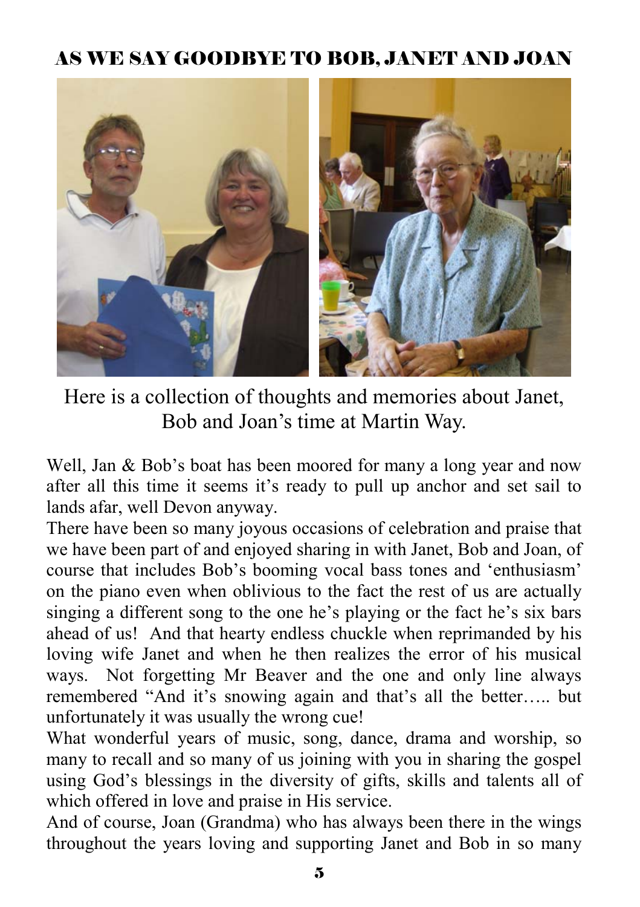## AS WE SAY GOODBYE TO BOB, JANET AND JOAN

Here is a collection of thoughts and memories about Janet, Bob and Joan's time at Martin Way.

Well, Jan & Bob's boat has been moored for many a long year and now after all this time it seems it's ready to pull up anchor and set sail to lands afar, well Devon anyway.

There have been so many joyous occasions of celebration and praise that we have been part of and enjoyed sharing in with Janet, Bob and Joan, of course that includes Bob's booming vocal bass tones and 'enthusiasm' on the piano even when oblivious to the fact the rest of us are actually singing a different song to the one he's playing or the fact he's six bars ahead of us! And that hearty endless chuckle when reprimanded by his loving wife Janet and when he then realizes the error of his musical ways. Not forgetting Mr Beaver and the one and only line always remembered "And it's snowing again and that's all the better….. but unfortunately it was usually the wrong cue!

What wonderful years of music, song, dance, drama and worship, so many to recall and so many of us joining with you in sharing the gospel using God's blessings in the diversity of gifts, skills and talents all of which offered in love and praise in His service.

And of course, Joan (Grandma) who has always been there in the wings throughout the years loving and supporting Janet and Bob in so many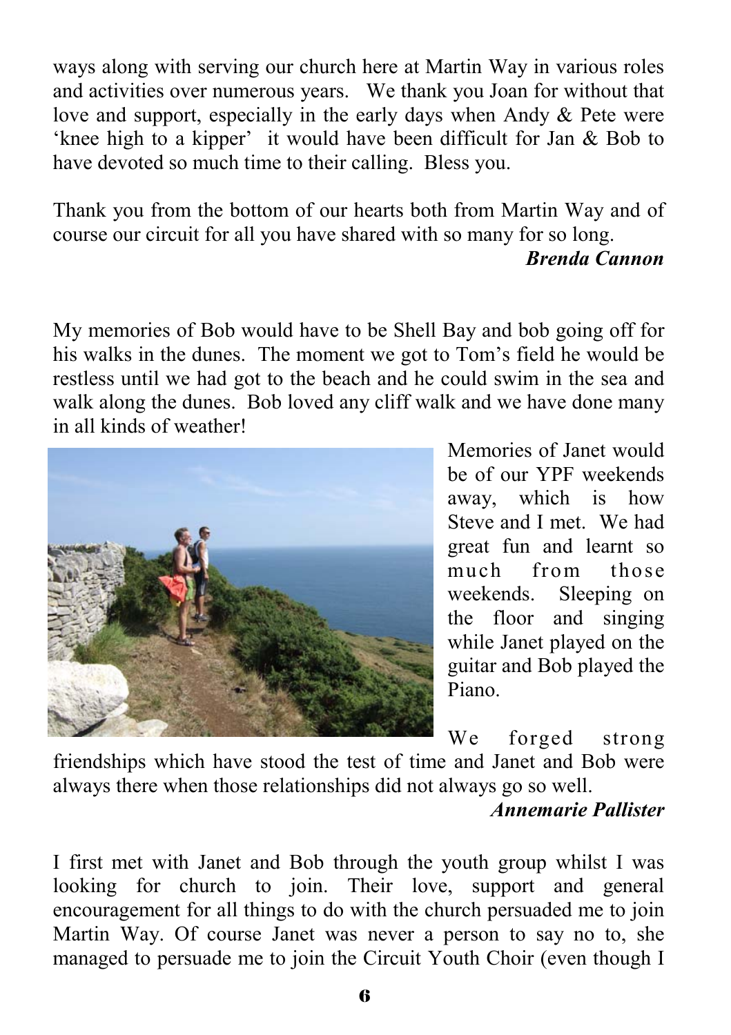ways along with serving our church here at Martin Way in various roles and activities over numerous years. We thank you Joan for without that love and support, especially in the early days when Andy & Pete were 'knee high to a kipper' it would have been difficult for Jan & Bob to have devoted so much time to their calling. Bless you.

Thank you from the bottom of our hearts both from Martin Way and of course our circuit for all you have shared with so many for so long.

***Brenda Cannon***

My memories of Bob would have to be Shell Bay and bob going off for his walks in the dunes. The moment we got to Tom's field he would be restless until we had got to the beach and he could swim in the sea and walk along the dunes. Bob loved any cliff walk and we have done many in all kinds of weather!

Memories of Janet would be of our YPF weekends away, which is how Steve and I met. We had great fun and learnt so much from those weekends. Sleeping on the floor and singing while Janet played on the guitar and Bob played the Piano.

We forged strong friendships which have stood the test of time and Janet and Bob were always there when those relationships did not always go so well.

***Annemarie Pallister***

I first met with Janet and Bob through the youth group whilst I was looking for church to join. Their love, support and general encouragement for all things to do with the church persuaded me to join Martin Way. Of course Janet was never a person to say no to, she managed to persuade me to join the Circuit Youth Choir (even though I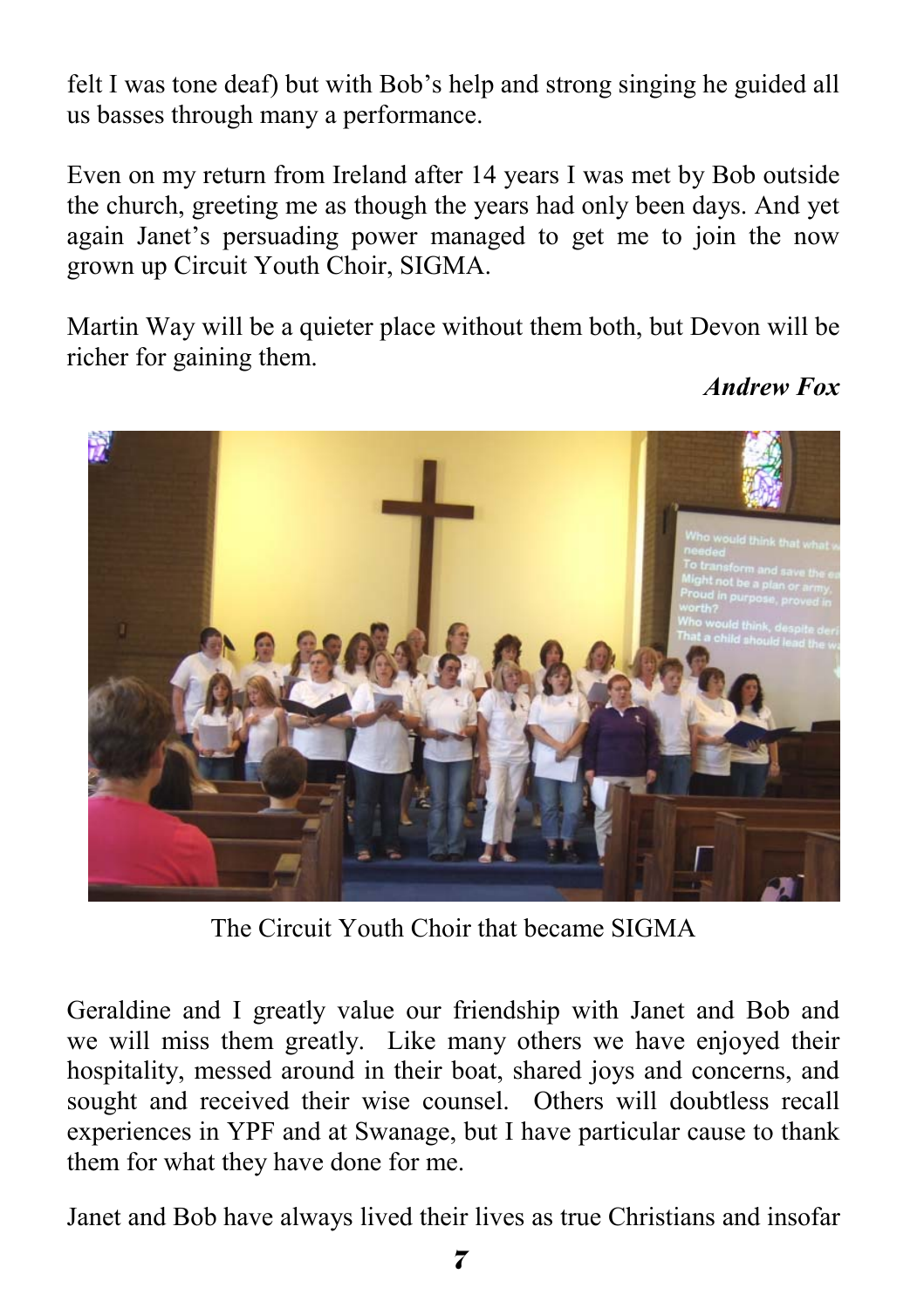felt I was tone deaf) but with Bob's help and strong singing he guided all us basses through many a performance.

Even on my return from Ireland after 14 years I was met by Bob outside the church, greeting me as though the years had only been days. And yet again Janet's persuading power managed to get me to join the now grown up Circuit Youth Choir, SIGMA.

Martin Way will be a quieter place without them both, but Devon will be richer for gaining them.

***Andrew Fox***

The Circuit Youth Choir that became SIGMA

Geraldine and I greatly value our friendship with Janet and Bob and we will miss them greatly. Like many others we have enjoyed their hospitality, messed around in their boat, shared joys and concerns, and sought and received their wise counsel. Others will doubtless recall experiences in YPF and at Swanage, but I have particular cause to thank them for what they have done for me.

Janet and Bob have always lived their lives as true Christians and insofar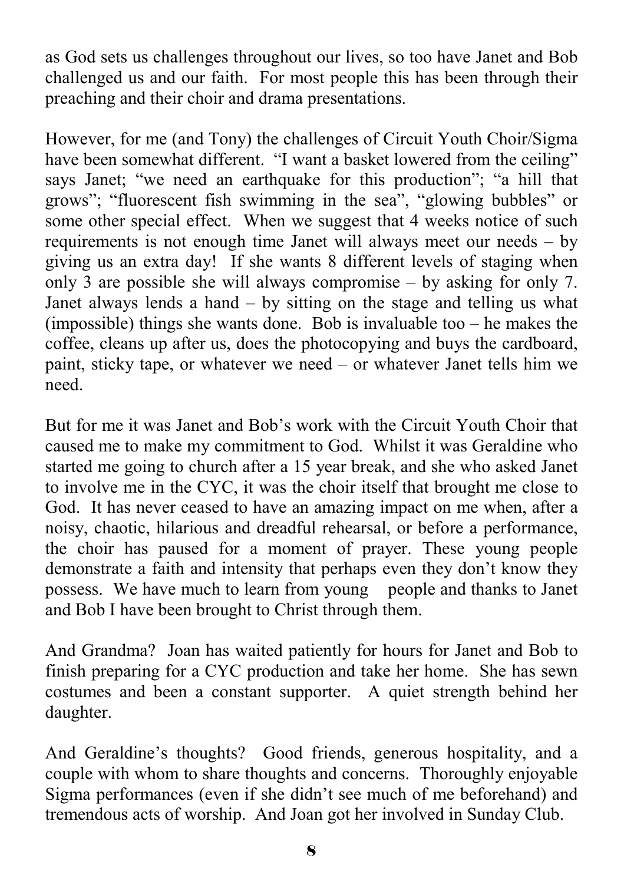as God sets us challenges throughout our lives, so too have Janet and Bob challenged us and our faith. For most people this has been through their preaching and their choir and drama presentations.

However, for me (and Tony) the challenges of Circuit Youth Choir/Sigma have been somewhat different. "I want a basket lowered from the ceiling" says Janet; "we need an earthquake for this production"; "a hill that grows"; "fluorescent fish swimming in the sea", "glowing bubbles" or some other special effect. When we suggest that 4 weeks notice of such requirements is not enough time Janet will always meet our needs – by giving us an extra day! If she wants 8 different levels of staging when only 3 are possible she will always compromise – by asking for only 7. Janet always lends a hand – by sitting on the stage and telling us what (impossible) things she wants done. Bob is invaluable too – he makes the coffee, cleans up after us, does the photocopying and buys the cardboard, paint, sticky tape, or whatever we need – or whatever Janet tells him we need.

But for me it was Janet and Bob's work with the Circuit Youth Choir that caused me to make my commitment to God. Whilst it was Geraldine who started me going to church after a 15 year break, and she who asked Janet to involve me in the CYC, it was the choir itself that brought me close to God. It has never ceased to have an amazing impact on me when, after a noisy, chaotic, hilarious and dreadful rehearsal, or before a performance, the choir has paused for a moment of prayer. These young people demonstrate a faith and intensity that perhaps even they don't know they possess. We have much to learn from young people and thanks to Janet and Bob I have been brought to Christ through them.

And Grandma? Joan has waited patiently for hours for Janet and Bob to finish preparing for a CYC production and take her home. She has sewn costumes and been a constant supporter. A quiet strength behind her daughter.

And Geraldine's thoughts? Good friends, generous hospitality, and a couple with whom to share thoughts and concerns. Thoroughly enjoyable Sigma performances (even if she didn't see much of me beforehand) and tremendous acts of worship. And Joan got her involved in Sunday Club.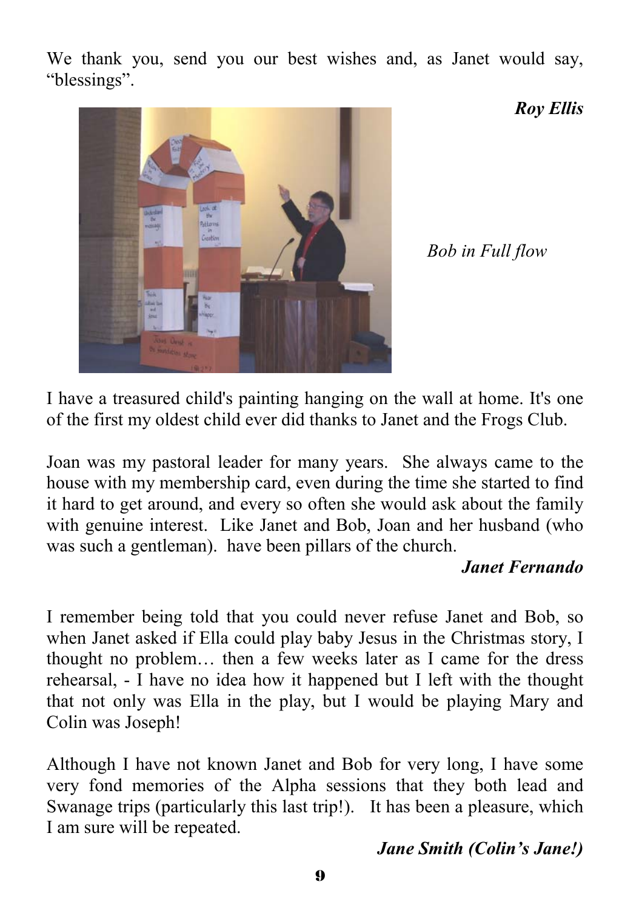We thank you, send you our best wishes and, as Janet would say, "blessings".

***Roy Ellis***

*Bob in Full flow*

I have a treasured child's painting hanging on the wall at home. It's one of the first my oldest child ever did thanks to Janet and the Frogs Club.

Joan was my pastoral leader for many years. She always came to the house with my membership card, even during the time she started to find it hard to get around, and every so often she would ask about the family with genuine interest. Like Janet and Bob, Joan and her husband (who was such a gentleman). have been pillars of the church.

***Janet Fernando***

I remember being told that you could never refuse Janet and Bob, so when Janet asked if Ella could play baby Jesus in the Christmas story, I thought no problem… then a few weeks later as I came for the dress rehearsal, - I have no idea how it happened but I left with the thought that not only was Ella in the play, but I would be playing Mary and Colin was Joseph!

Although I have not known Janet and Bob for very long, I have some very fond memories of the Alpha sessions that they both lead and Swanage trips (particularly this last trip!). It has been a pleasure, which I am sure will be repeated.

***Jane Smith (Colin's Jane!)***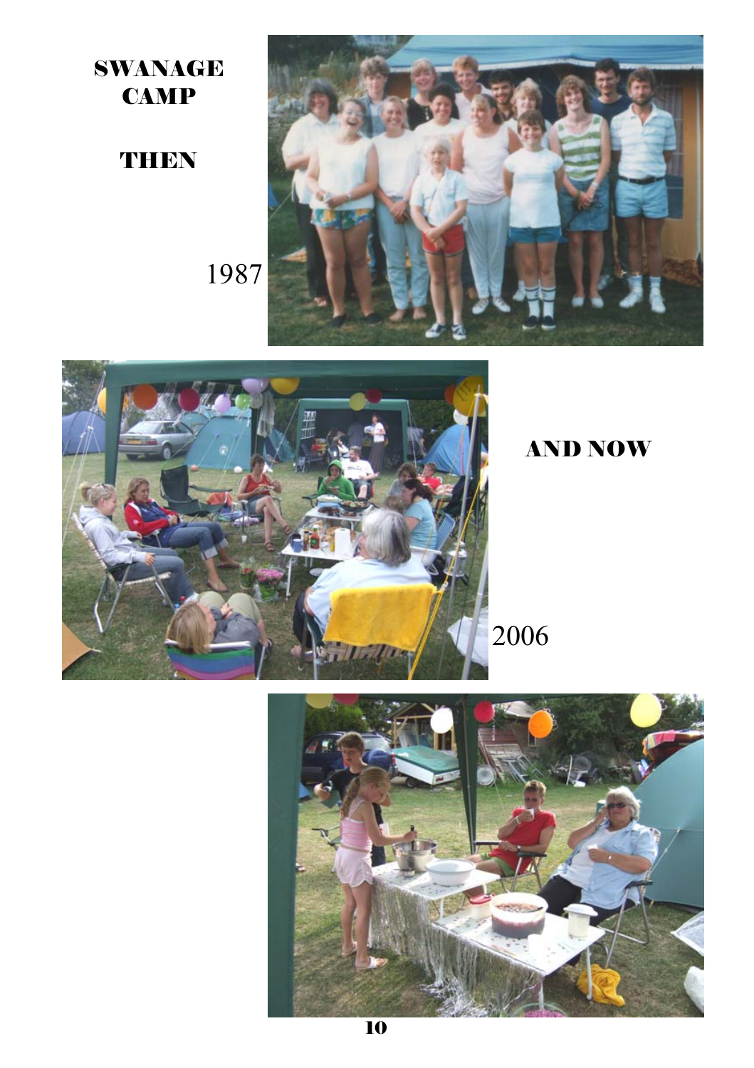# SWANAGE CAMP

## THEN

1987

## AND NOW

2006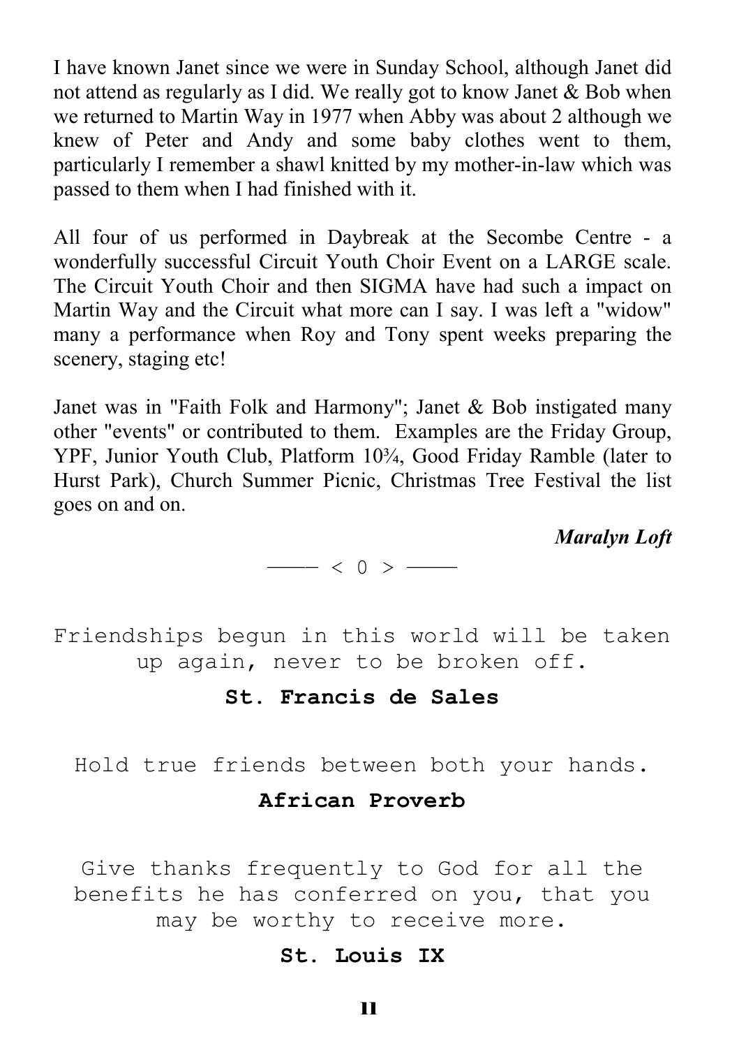I have known Janet since we were in Sunday School, although Janet did not attend as regularly as I did. We really got to know Janet & Bob when we returned to Martin Way in 1977 when Abby was about 2 although we knew of Peter and Andy and some baby clothes went to them, particularly I remember a shawl knitted by my mother-in-law which was passed to them when I had finished with it.

All four of us performed in Daybreak at the Secombe Centre - a wonderfully successful Circuit Youth Choir Event on a LARGE scale. The Circuit Youth Choir and then SIGMA have had such a impact on Martin Way and the Circuit what more can I say. I was left a "widow" many a performance when Roy and Tony spent weeks preparing the scenery, staging etc!

Janet was in "Faith Folk and Harmony"; Janet & Bob instigated many other "events" or contributed to them. Examples are the Friday Group, YPF, Junior Youth Club, Platform 10¾, Good Friday Ramble (later to Hurst Park), Church Summer Picnic, Christmas Tree Festival the list goes on and on.

***Maralyn Loft***

——— < 0 > ———

Friendships begun in this world will be taken up again, never to be broken off.

**St. Francis de Sales**

Hold true friends between both your hands.

**African Proverb**

Give thanks frequently to God for all the benefits he has conferred on you, that you may be worthy to receive more.

**St. Louis IX**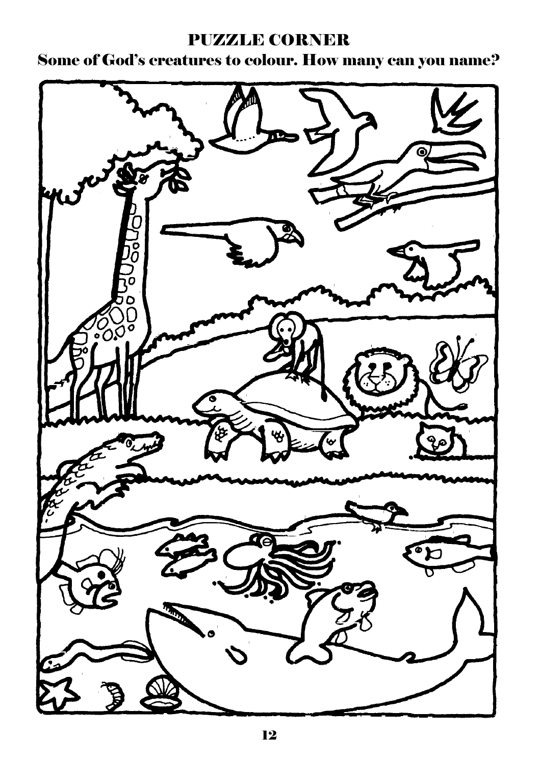# PUZZLE CORNER

## Some of God's creatures to colour. How many can you name?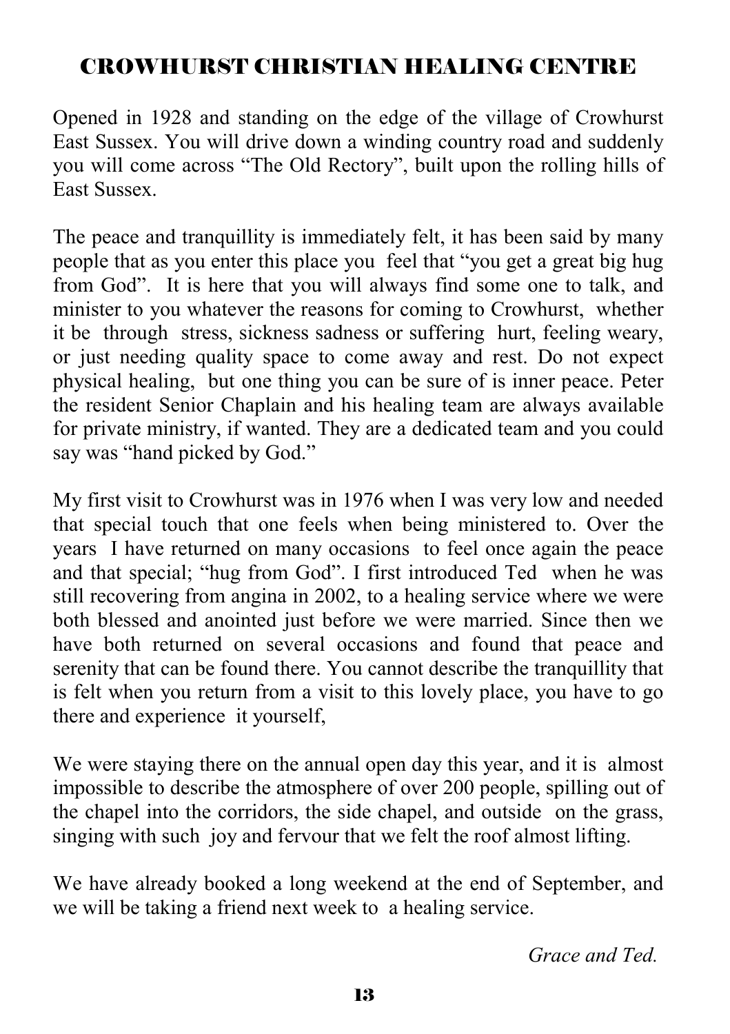# CROWHURST CHRISTIAN HEALING CENTRE

Opened in 1928 and standing on the edge of the village of Crowhurst East Sussex. You will drive down a winding country road and suddenly you will come across "The Old Rectory", built upon the rolling hills of East Sussex.

The peace and tranquillity is immediately felt, it has been said by many people that as you enter this place you feel that "you get a great big hug from God". It is here that you will always find some one to talk, and minister to you whatever the reasons for coming to Crowhurst, whether it be through stress, sickness sadness or suffering hurt, feeling weary, or just needing quality space to come away and rest. Do not expect physical healing, but one thing you can be sure of is inner peace. Peter the resident Senior Chaplain and his healing team are always available for private ministry, if wanted. They are a dedicated team and you could say was "hand picked by God."

My first visit to Crowhurst was in 1976 when I was very low and needed that special touch that one feels when being ministered to. Over the years I have returned on many occasions to feel once again the peace and that special; "hug from God". I first introduced Ted when he was still recovering from angina in 2002, to a healing service where we were both blessed and anointed just before we were married. Since then we have both returned on several occasions and found that peace and serenity that can be found there. You cannot describe the tranquillity that is felt when you return from a visit to this lovely place, you have to go there and experience it yourself,

We were staying there on the annual open day this year, and it is almost impossible to describe the atmosphere of over 200 people, spilling out of the chapel into the corridors, the side chapel, and outside on the grass, singing with such joy and fervour that we felt the roof almost lifting.

We have already booked a long weekend at the end of September, and we will be taking a friend next week to a healing service.

*Grace and Ted.*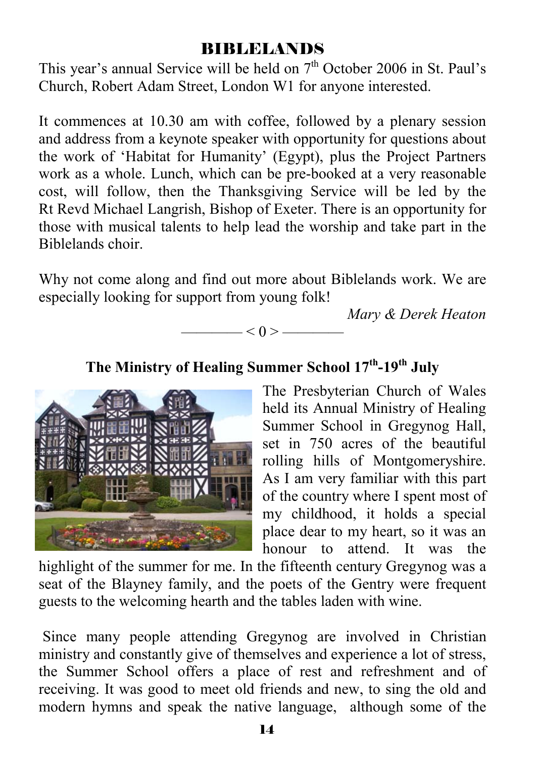## BIBLELANDS

This year's annual Service will be held on 7th October 2006 in St. Paul's Church, Robert Adam Street, London W1 for anyone interested.

It commences at 10.30 am with coffee, followed by a plenary session and address from a keynote speaker with opportunity for questions about the work of 'Habitat for Humanity' (Egypt), plus the Project Partners work as a whole. Lunch, which can be pre-booked at a very reasonable cost, will follow, then the Thanksgiving Service will be led by the Rt Revd Michael Langrish, Bishop of Exeter. There is an opportunity for those with musical talents to help lead the worship and take part in the Biblelands choir.

Why not come along and find out more about Biblelands work. We are especially looking for support from young folk!

*Mary & Derek Heaton*

———— < 0 > ————

### The Ministry of Healing Summer School 17th-19th July

The Presbyterian Church of Wales held its Annual Ministry of Healing Summer School in Gregynog Hall, set in 750 acres of the beautiful rolling hills of Montgomeryshire. As I am very familiar with this part of the country where I spent most of my childhood, it holds a special place dear to my heart, so it was an honour to attend. It was the highlight of the summer for me. In the fifteenth century Gregynog was a seat of the Blayney family, and the poets of the Gentry were frequent guests to the welcoming hearth and the tables laden with wine.

Since many people attending Gregynog are involved in Christian ministry and constantly give of themselves and experience a lot of stress, the Summer School offers a place of rest and refreshment and of receiving. It was good to meet old friends and new, to sing the old and modern hymns and speak the native language, although some of the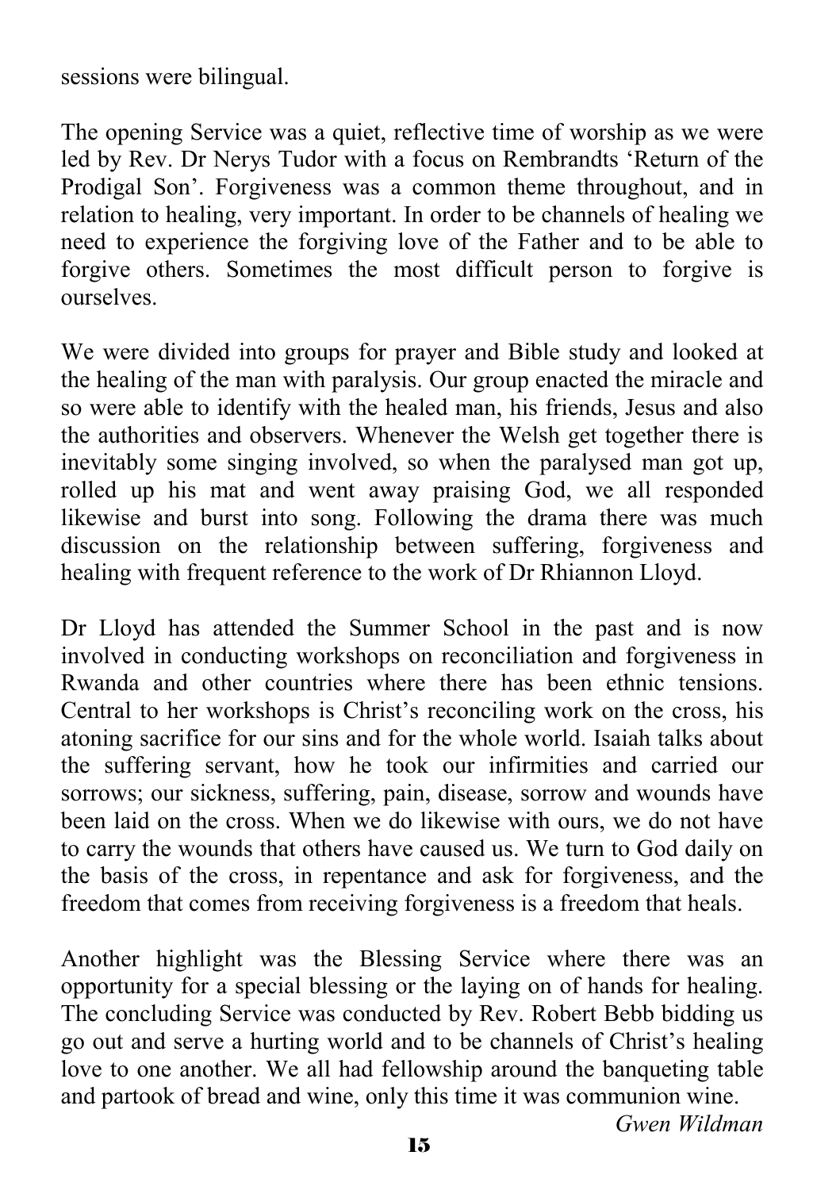sessions were bilingual.

The opening Service was a quiet, reflective time of worship as we were led by Rev. Dr Nerys Tudor with a focus on Rembrandts 'Return of the Prodigal Son'. Forgiveness was a common theme throughout, and in relation to healing, very important. In order to be channels of healing we need to experience the forgiving love of the Father and to be able to forgive others. Sometimes the most difficult person to forgive is ourselves.

We were divided into groups for prayer and Bible study and looked at the healing of the man with paralysis. Our group enacted the miracle and so were able to identify with the healed man, his friends, Jesus and also the authorities and observers. Whenever the Welsh get together there is inevitably some singing involved, so when the paralysed man got up, rolled up his mat and went away praising God, we all responded likewise and burst into song. Following the drama there was much discussion on the relationship between suffering, forgiveness and healing with frequent reference to the work of Dr Rhiannon Lloyd.

Dr Lloyd has attended the Summer School in the past and is now involved in conducting workshops on reconciliation and forgiveness in Rwanda and other countries where there has been ethnic tensions. Central to her workshops is Christ's reconciling work on the cross, his atoning sacrifice for our sins and for the whole world. Isaiah talks about the suffering servant, how he took our infirmities and carried our sorrows; our sickness, suffering, pain, disease, sorrow and wounds have been laid on the cross. When we do likewise with ours, we do not have to carry the wounds that others have caused us. We turn to God daily on the basis of the cross, in repentance and ask for forgiveness, and the freedom that comes from receiving forgiveness is a freedom that heals.

Another highlight was the Blessing Service where there was an opportunity for a special blessing or the laying on of hands for healing. The concluding Service was conducted by Rev. Robert Bebb bidding us go out and serve a hurting world and to be channels of Christ's healing love to one another. We all had fellowship around the banqueting table and partook of bread and wine, only this time it was communion wine.

*Gwen Wildman*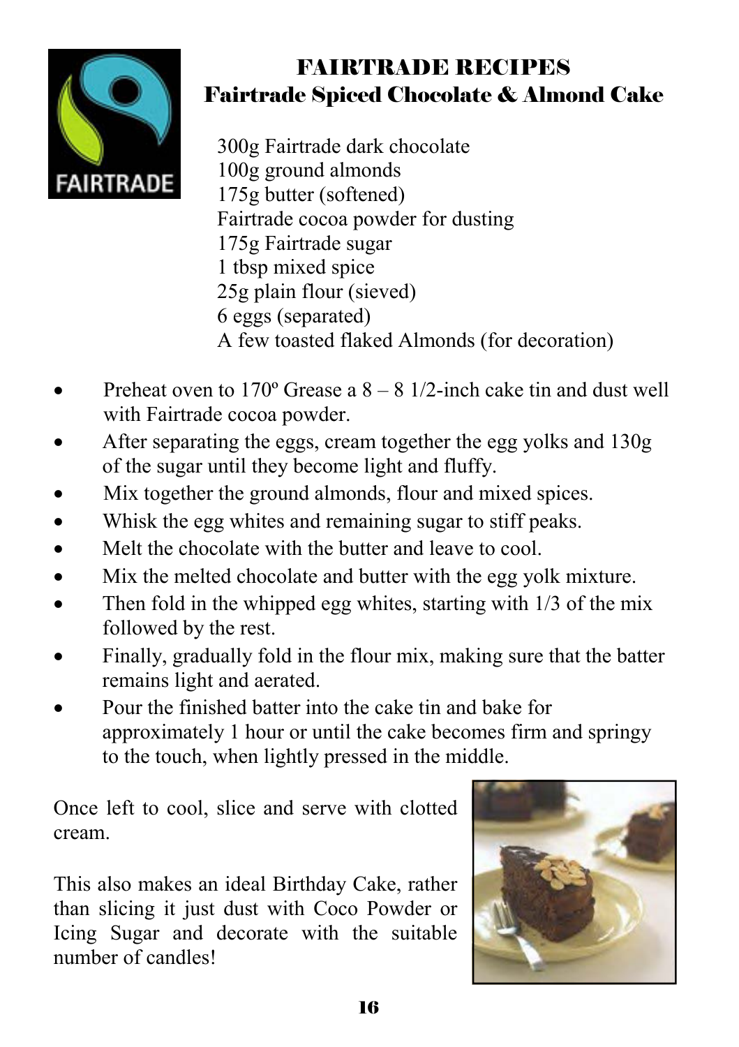# FAIRTRADE RECIPES

## Fairtrade Spiced Chocolate & Almond Cake

300g Fairtrade dark chocolate
100g ground almonds
175g butter (softened)
Fairtrade cocoa powder for dusting
175g Fairtrade sugar
1 tbsp mixed spice
25g plain flour (sieved)
6 eggs (separated)
A few toasted flaked Almonds (for decoration)

- Preheat oven to 170º Grease a 8 – 8 1/2-inch cake tin and dust well with Fairtrade cocoa powder.
- After separating the eggs, cream together the egg yolks and 130g of the sugar until they become light and fluffy.
- Mix together the ground almonds, flour and mixed spices.
- Whisk the egg whites and remaining sugar to stiff peaks.
- Melt the chocolate with the butter and leave to cool.
- Mix the melted chocolate and butter with the egg yolk mixture.
- Then fold in the whipped egg whites, starting with 1/3 of the mix followed by the rest.
- Finally, gradually fold in the flour mix, making sure that the batter remains light and aerated.
- Pour the finished batter into the cake tin and bake for approximately 1 hour or until the cake becomes firm and springy to the touch, when lightly pressed in the middle.

Once left to cool, slice and serve with clotted cream.

This also makes an ideal Birthday Cake, rather than slicing it just dust with Coco Powder or Icing Sugar and decorate with the suitable number of candles!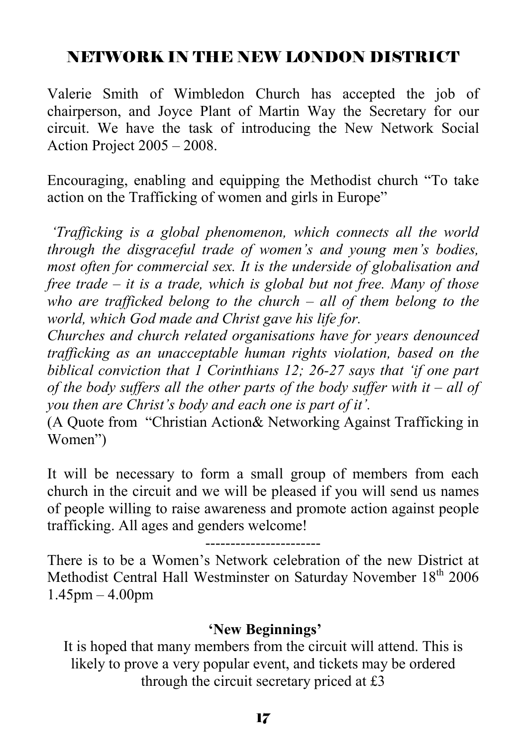## NETWORK IN THE NEW LONDON DISTRICT

Valerie Smith of Wimbledon Church has accepted the job of chairperson, and Joyce Plant of Martin Way the Secretary for our circuit. We have the task of introducing the New Network Social Action Project 2005 – 2008.

Encouraging, enabling and equipping the Methodist church "To take action on the Trafficking of women and girls in Europe"

*'Trafficking is a global phenomenon, which connects all the world through the disgraceful trade of women's and young men's bodies, most often for commercial sex. It is the underside of globalisation and free trade – it is a trade, which is global but not free. Many of those who are trafficked belong to the church – all of them belong to the world, which God made and Christ gave his life for.*
*Churches and church related organisations have for years denounced trafficking as an unacceptable human rights violation, based on the biblical conviction that 1 Corinthians 12; 26-27 says that 'if one part of the body suffers all the other parts of the body suffer with it – all of you then are Christ's body and each one is part of it'.*
(A Quote from "Christian Action& Networking Against Trafficking in Women")

It will be necessary to form a small group of members from each church in the circuit and we will be pleased if you will send us names of people willing to raise awareness and promote action against people trafficking. All ages and genders welcome!

----------------------

There is to be a Women's Network celebration of the new District at Methodist Central Hall Westminster on Saturday November 18th 2006 1.45pm – 4.00pm

**'New Beginnings'**

It is hoped that many members from the circuit will attend. This is likely to prove a very popular event, and tickets may be ordered through the circuit secretary priced at £3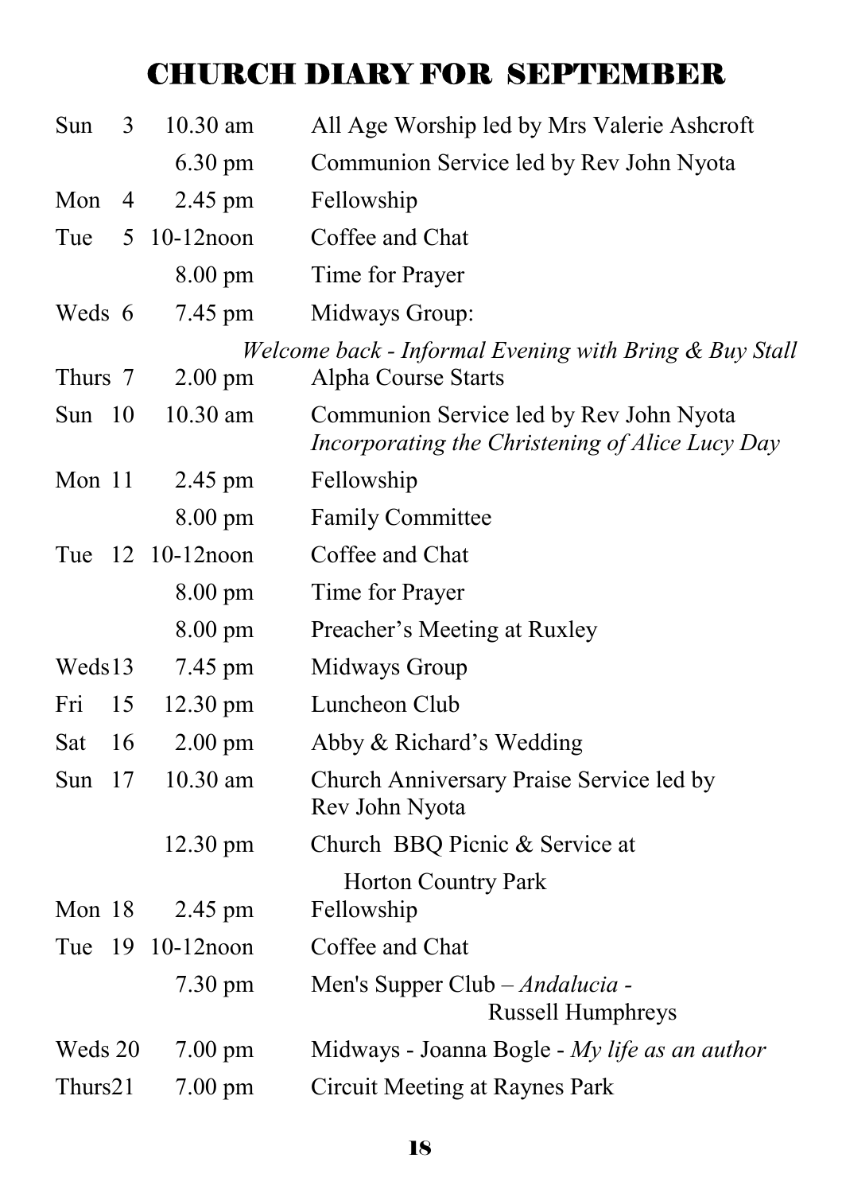# CHURCH DIARY FOR SEPTEMBER

| Day | Time | Event |
|---|---|---|
| Sun 3 | 10.30 am | All Age Worship led by Mrs Valerie Ashcroft |
| | 6.30 pm | Communion Service led by Rev John Nyota |
| Mon 4 | 2.45 pm | Fellowship |
| Tue 5 | 10-12noon | Coffee and Chat |
| | 8.00 pm | Time for Prayer |
| Weds 6 | 7.45 pm | Midways Group: *Welcome back - Informal Evening with Bring & Buy Stall* |
| Thurs 7 | 2.00 pm | Alpha Course Starts |
| Sun 10 | 10.30 am | Communion Service led by Rev John Nyota *Incorporating the Christening of Alice Lucy Day* |
| Mon 11 | 2.45 pm | Fellowship |
| | 8.00 pm | Family Committee |
| Tue 12 | 10-12noon | Coffee and Chat |
| | 8.00 pm | Time for Prayer |
| | 8.00 pm | Preacher's Meeting at Ruxley |
| Weds13 | 7.45 pm | Midways Group |
| Fri 15 | 12.30 pm | Luncheon Club |
| Sat 16 | 2.00 pm | Abby & Richard's Wedding |
| Sun 17 | 10.30 am | Church Anniversary Praise Service led by Rev John Nyota |
| | 12.30 pm | Church BBQ Picnic & Service at Horton Country Park |
| Mon 18 | 2.45 pm | Fellowship |
| Tue 19 | 10-12noon | Coffee and Chat |
| | 7.30 pm | Men's Supper Club – *Andalucia* - Russell Humphreys |
| Weds 20 | 7.00 pm | Midways - Joanna Bogle - *My life as an author* |
| Thurs21 | 7.00 pm | Circuit Meeting at Raynes Park |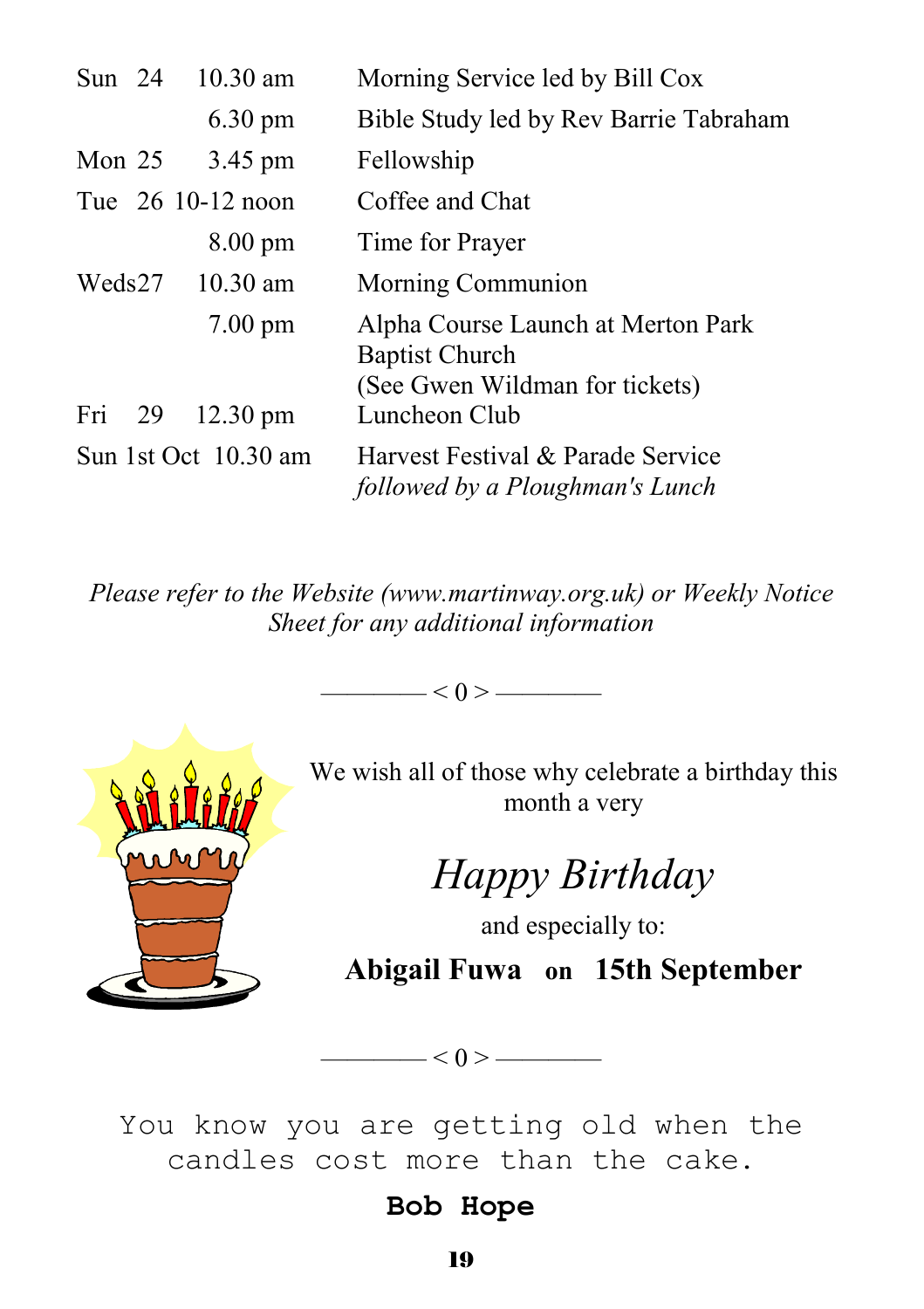| | | |
|---|---|---|
| Sun 24 | 10.30 am | Morning Service led by Bill Cox |
| | 6.30 pm | Bible Study led by Rev Barrie Tabraham |
| Mon 25 | 3.45 pm | Fellowship |
| Tue 26 | 10-12 noon | Coffee and Chat |
| | 8.00 pm | Time for Prayer |
| Weds27 | 10.30 am | Morning Communion |
| | 7.00 pm | Alpha Course Launch at Merton Park Baptist Church (See Gwen Wildman for tickets) |
| Fri 29 | 12.30 pm | Luncheon Club |
| Sun 1st Oct | 10.30 am | Harvest Festival & Parade Service *followed by a Ploughman's Lunch* |

*Please refer to the Website (www.martinway.org.uk) or Weekly Notice Sheet for any additional information*

———— < 0 > ————

We wish all of those why celebrate a birthday this month a very

*Happy Birthday*

and especially to:

**Abigail Fuwa on 15th September**

———— < 0 > ————

You know you are getting old when the candles cost more than the cake.

**Bob Hope**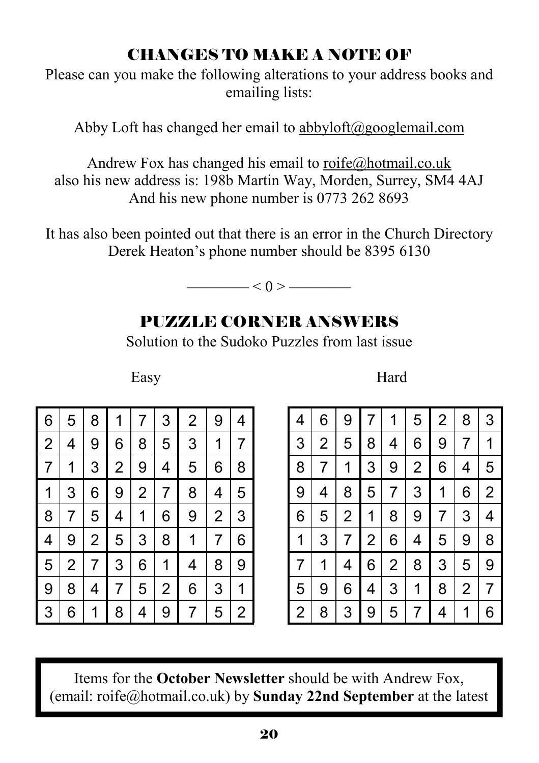## CHANGES TO MAKE A NOTE OF

Please can you make the following alterations to your address books and emailing lists:

Abby Loft has changed her email to abbyloft@googlemail.com

Andrew Fox has changed his email to roife@hotmail.co.uk
also his new address is: 198b Martin Way, Morden, Surrey, SM4 4AJ
And his new phone number is 0773 262 8693

It has also been pointed out that there is an error in the Church Directory
Derek Heaton's phone number should be 8395 6130

———— < 0 > ————

## PUZZLE CORNER ANSWERS

Solution to the Sudoko Puzzles from last issue

Easy

| | | | | | | | | |
|---|---|---|---|---|---|---|---|---|
| 6 | 5 | 8 | 1 | 7 | 3 | 2 | 9 | 4 |
| 2 | 4 | 9 | 6 | 8 | 5 | 3 | 1 | 7 |
| 7 | 1 | 3 | 2 | 9 | 4 | 5 | 6 | 8 |
| 1 | 3 | 6 | 9 | 2 | 7 | 8 | 4 | 5 |
| 8 | 7 | 5 | 4 | 1 | 6 | 9 | 2 | 3 |
| 4 | 9 | 2 | 5 | 3 | 8 | 1 | 7 | 6 |
| 5 | 2 | 7 | 3 | 6 | 1 | 4 | 8 | 9 |
| 9 | 8 | 4 | 7 | 5 | 2 | 6 | 3 | 1 |
| 3 | 6 | 1 | 8 | 4 | 9 | 7 | 5 | 2 |

Hard

| | | | | | | | | |
|---|---|---|---|---|---|---|---|---|
| 4 | 6 | 9 | 7 | 1 | 5 | 2 | 8 | 3 |
| 3 | 2 | 5 | 8 | 4 | 6 | 9 | 7 | 1 |
| 8 | 7 | 1 | 3 | 9 | 2 | 6 | 4 | 5 |
| 9 | 4 | 8 | 5 | 7 | 3 | 1 | 6 | 2 |
| 6 | 5 | 2 | 1 | 8 | 9 | 7 | 3 | 4 |
| 1 | 3 | 7 | 2 | 6 | 4 | 5 | 9 | 8 |
| 7 | 1 | 4 | 6 | 2 | 8 | 3 | 5 | 9 |
| 5 | 9 | 6 | 4 | 3 | 1 | 8 | 2 | 7 |
| 2 | 8 | 3 | 9 | 5 | 7 | 4 | 1 | 6 |

Items for the **October Newsletter** should be with Andrew Fox, (email: roife@hotmail.co.uk) by **Sunday 22nd September** at the latest